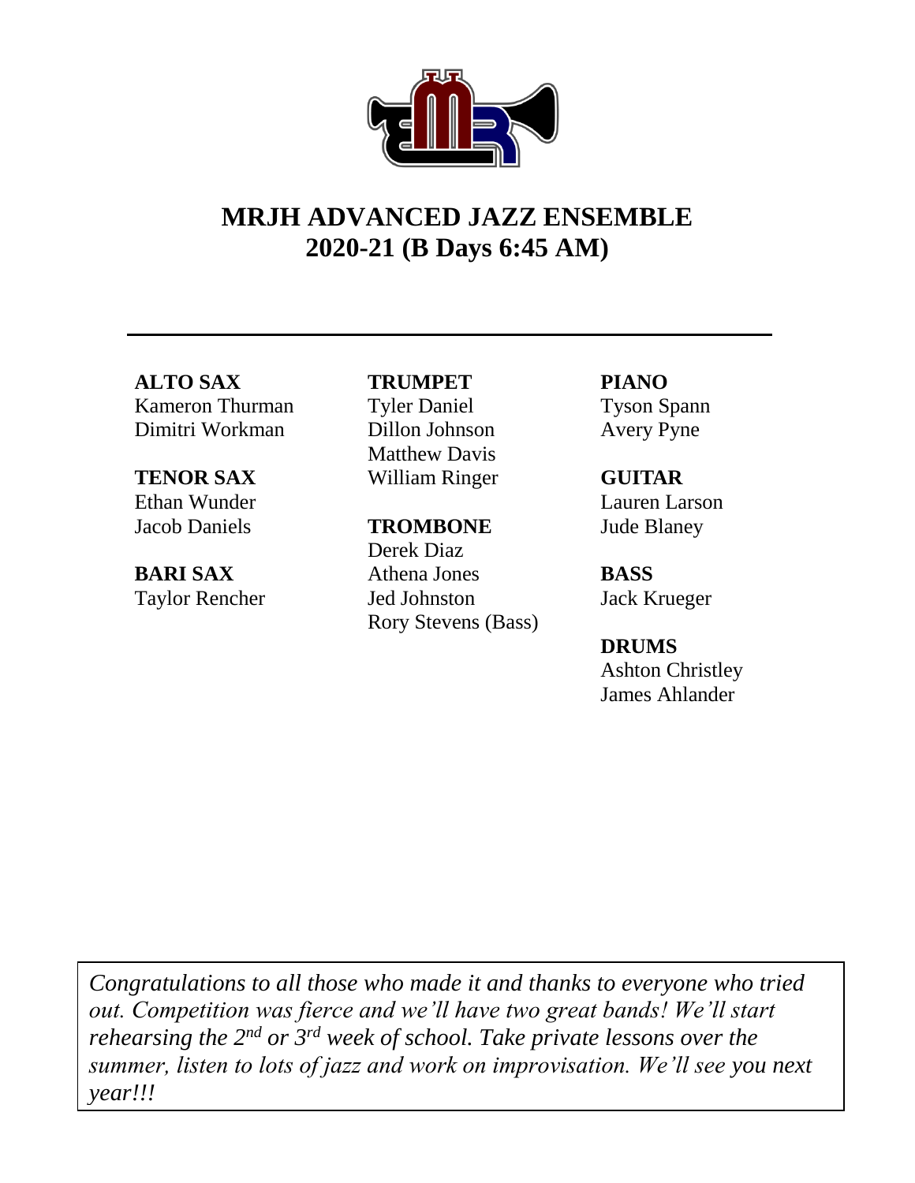# MRJH ADVANCED JAZZ ENSEMBLE
# 2020-21 (B Days 6:45 AM)

---

**ALTO SAX**
Kameron Thurman
Dimitri Workman

**TENOR SAX**
Ethan Wunder
Jacob Daniels

**BARI SAX**
Taylor Rencher

**TRUMPET**
Tyler Daniel
Dillon Johnson
Matthew Davis
William Ringer

**TROMBONE**
Derek Diaz
Athena Jones
Jed Johnston
Rory Stevens (Bass)

**PIANO**
Tyson Spann
Avery Pyne

**GUITAR**
Lauren Larson
Jude Blaney

**BASS**
Jack Krueger

**DRUMS**
Ashton Christley
James Ahlander

*Congratulations to all those who made it and thanks to everyone who tried out. Competition was fierce and we'll have two great bands! We'll start rehearsing the 2nd or 3rd week of school. Take private lessons over the summer, listen to lots of jazz and work on improvisation. We'll see you next year!!!*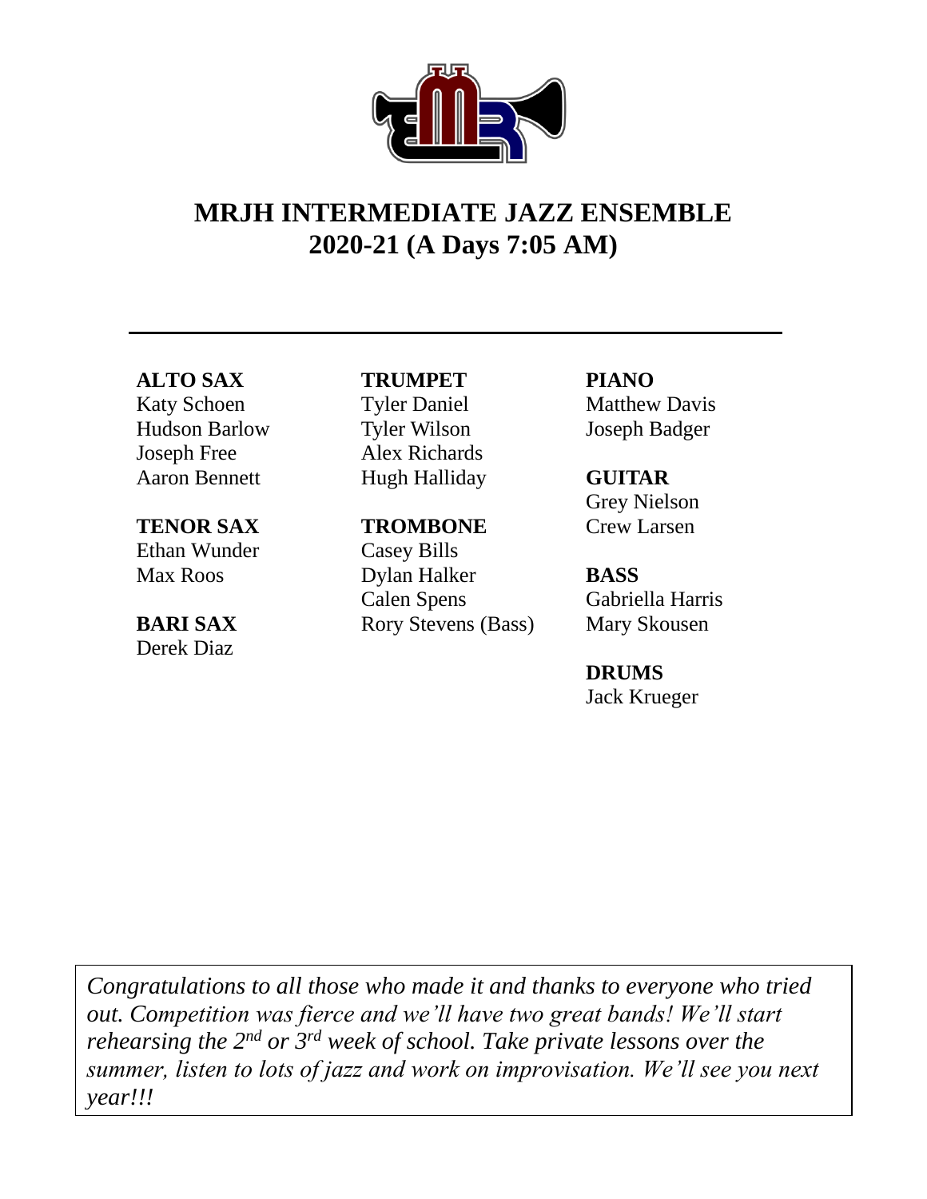# MRJH INTERMEDIATE JAZZ ENSEMBLE
## 2020-21 (A Days 7:05 AM)

---

**ALTO SAX**
Katy Schoen
Hudson Barlow
Joseph Free
Aaron Bennett

**TENOR SAX**
Ethan Wunder
Max Roos

**BARI SAX**
Derek Diaz

**TRUMPET**
Tyler Daniel
Tyler Wilson
Alex Richards
Hugh Halliday

**TROMBONE**
Casey Bills
Dylan Halker
Calen Spens
Rory Stevens (Bass)

**PIANO**
Matthew Davis
Joseph Badger

**GUITAR**
Grey Nielson
Crew Larsen

**BASS**
Gabriella Harris
Mary Skousen

**DRUMS**
Jack Krueger

*Congratulations to all those who made it and thanks to everyone who tried out. Competition was fierce and we'll have two great bands! We'll start rehearsing the 2nd or 3rd week of school. Take private lessons over the summer, listen to lots of jazz and work on improvisation. We'll see you next year!!!*